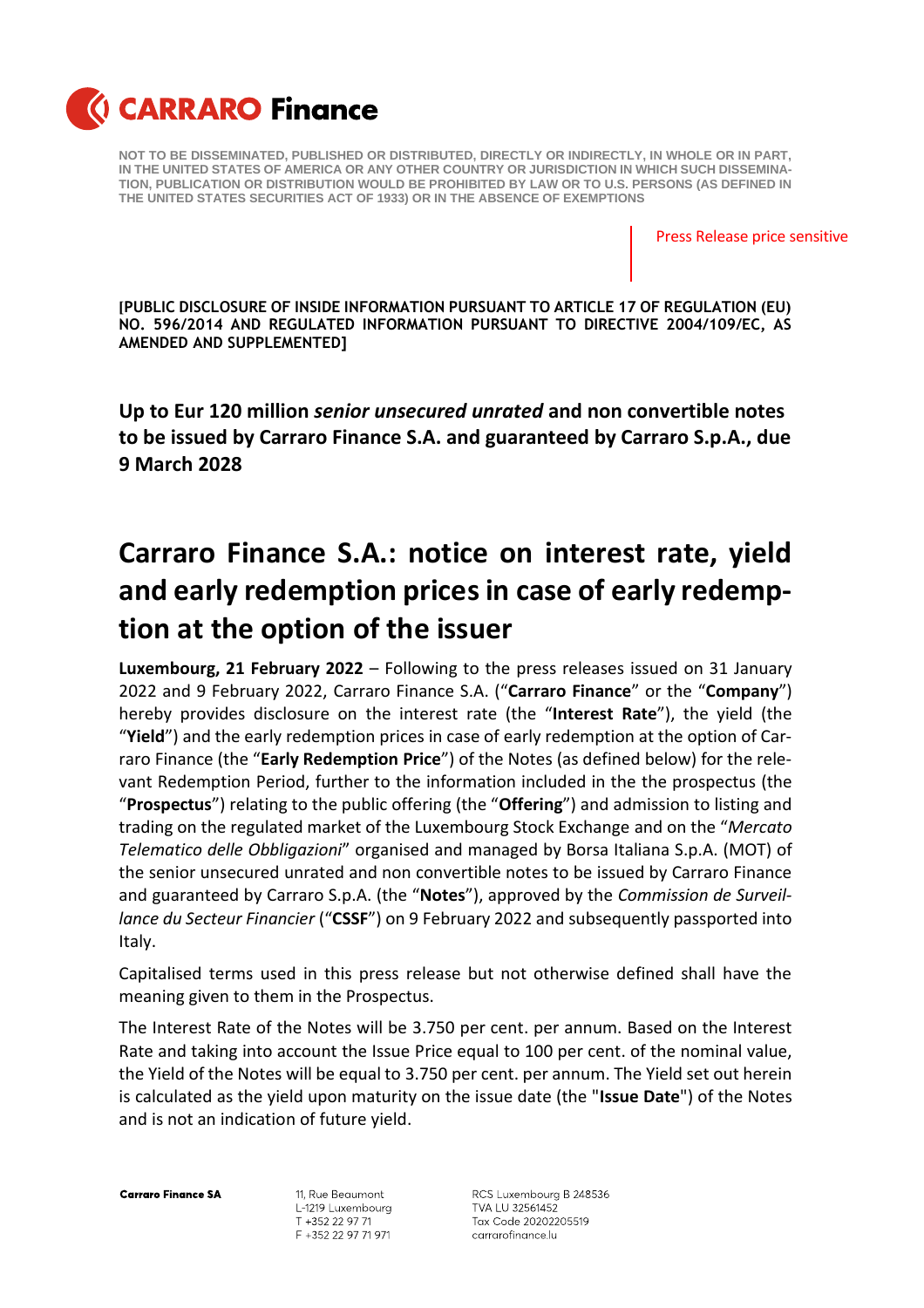CARRARO Finance

NOT TO BE DISSEMINATED, PUBLISHED OR DISTRIBUTED, DIRECTLY OR INDIRECTLY, IN WHOLE OR IN PART, IN THE UNITED STATES OF AMERICA OR ANY OTHER COUNTRY OR JURISDICTION IN WHICH SUCH DISSEMINATION, PUBLICATION OR DISTRIBUTION WOULD BE PROHIBITED BY LAW OR TO U.S. PERSONS (AS DEFINED IN THE UNITED STATES SECURITIES ACT OF 1933) OR IN THE ABSENCE OF EXEMPTIONS

Press Release price sensitive

**[PUBLIC DISCLOSURE OF INSIDE INFORMATION PURSUANT TO ARTICLE 17 OF REGULATION (EU) NO. 596/2014 AND REGULATED INFORMATION PURSUANT TO DIRECTIVE 2004/109/EC, AS AMENDED AND SUPPLEMENTED]**

**Up to Eur 120 million *senior unsecured unrated* and non convertible notes to be issued by Carraro Finance S.A. and guaranteed by Carraro S.p.A., due 9 March 2028**

# Carraro Finance S.A.: notice on interest rate, yield and early redemption prices in case of early redemption at the option of the issuer

**Luxembourg, 21 February 2022** – Following to the press releases issued on 31 January 2022 and 9 February 2022, Carraro Finance S.A. ("**Carraro Finance**" or the "**Company**") hereby provides disclosure on the interest rate (the "**Interest Rate**"), the yield (the "**Yield**") and the early redemption prices in case of early redemption at the option of Carraro Finance (the "**Early Redemption Price**") of the Notes (as defined below) for the relevant Redemption Period, further to the information included in the the prospectus (the "**Prospectus**") relating to the public offering (the "**Offering**") and admission to listing and trading on the regulated market of the Luxembourg Stock Exchange and on the "*Mercato Telematico delle Obbligazioni*" organised and managed by Borsa Italiana S.p.A. (MOT) of the senior unsecured unrated and non convertible notes to be issued by Carraro Finance and guaranteed by Carraro S.p.A. (the "**Notes**"), approved by the *Commission de Surveillance du Secteur Financier* ("**CSSF**") on 9 February 2022 and subsequently passported into Italy.

Capitalised terms used in this press release but not otherwise defined shall have the meaning given to them in the Prospectus.

The Interest Rate of the Notes will be 3.750 per cent. per annum. Based on the Interest Rate and taking into account the Issue Price equal to 100 per cent. of the nominal value, the Yield of the Notes will be equal to 3.750 per cent. per annum. The Yield set out herein is calculated as the yield upon maturity on the issue date (the "**Issue Date**") of the Notes and is not an indication of future yield.

**Carraro Finance SA**

11, Rue Beaumont
L-1219 Luxembourg
T +352 22 97 71
F +352 22 97 71 971

RCS Luxembourg B 248536
TVA LU 32561452
Tax Code 20202205519
carrarofinance.lu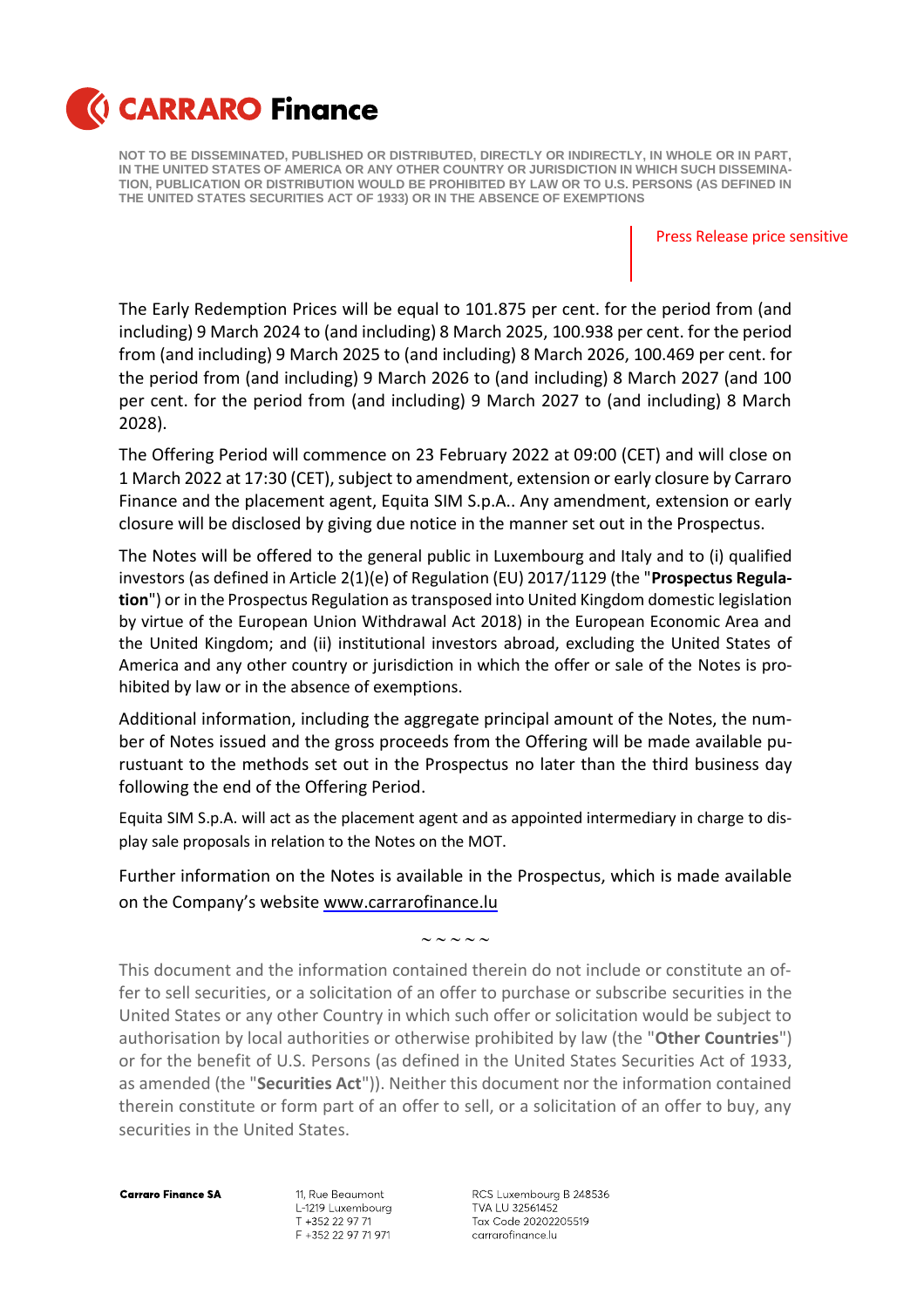NOT TO BE DISSEMINATED, PUBLISHED OR DISTRIBUTED, DIRECTLY OR INDIRECTLY, IN WHOLE OR IN PART, IN THE UNITED STATES OF AMERICA OR ANY OTHER COUNTRY OR JURISDICTION IN WHICH SUCH DISSEMINATION, PUBLICATION OR DISTRIBUTION WOULD BE PROHIBITED BY LAW OR TO U.S. PERSONS (AS DEFINED IN THE UNITED STATES SECURITIES ACT OF 1933) OR IN THE ABSENCE OF EXEMPTIONS

Press Release price sensitive

The Early Redemption Prices will be equal to 101.875 per cent. for the period from (and including) 9 March 2024 to (and including) 8 March 2025, 100.938 per cent. for the period from (and including) 9 March 2025 to (and including) 8 March 2026, 100.469 per cent. for the period from (and including) 9 March 2026 to (and including) 8 March 2027 (and 100 per cent. for the period from (and including) 9 March 2027 to (and including) 8 March 2028).

The Offering Period will commence on 23 February 2022 at 09:00 (CET) and will close on 1 March 2022 at 17:30 (CET), subject to amendment, extension or early closure by Carraro Finance and the placement agent, Equita SIM S.p.A.. Any amendment, extension or early closure will be disclosed by giving due notice in the manner set out in the Prospectus.

The Notes will be offered to the general public in Luxembourg and Italy and to (i) qualified investors (as defined in Article 2(1)(e) of Regulation (EU) 2017/1129 (the "**Prospectus Regulation**") or in the Prospectus Regulation as transposed into United Kingdom domestic legislation by virtue of the European Union Withdrawal Act 2018) in the European Economic Area and the United Kingdom; and (ii) institutional investors abroad, excluding the United States of America and any other country or jurisdiction in which the offer or sale of the Notes is prohibited by law or in the absence of exemptions.

Additional information, including the aggregate principal amount of the Notes, the number of Notes issued and the gross proceeds from the Offering will be made available purustuant to the methods set out in the Prospectus no later than the third business day following the end of the Offering Period.

Equita SIM S.p.A. will act as the placement agent and as appointed intermediary in charge to display sale proposals in relation to the Notes on the MOT.

Further information on the Notes is available in the Prospectus, which is made available on the Company's website www.carrarofinance.lu

~ ~ ~ ~ ~

This document and the information contained therein do not include or constitute an offer to sell securities, or a solicitation of an offer to purchase or subscribe securities in the United States or any other Country in which such offer or solicitation would be subject to authorisation by local authorities or otherwise prohibited by law (the "**Other Countries**") or for the benefit of U.S. Persons (as defined in the United States Securities Act of 1933, as amended (the "**Securities Act**")). Neither this document nor the information contained therein constitute or form part of an offer to sell, or a solicitation of an offer to buy, any securities in the United States.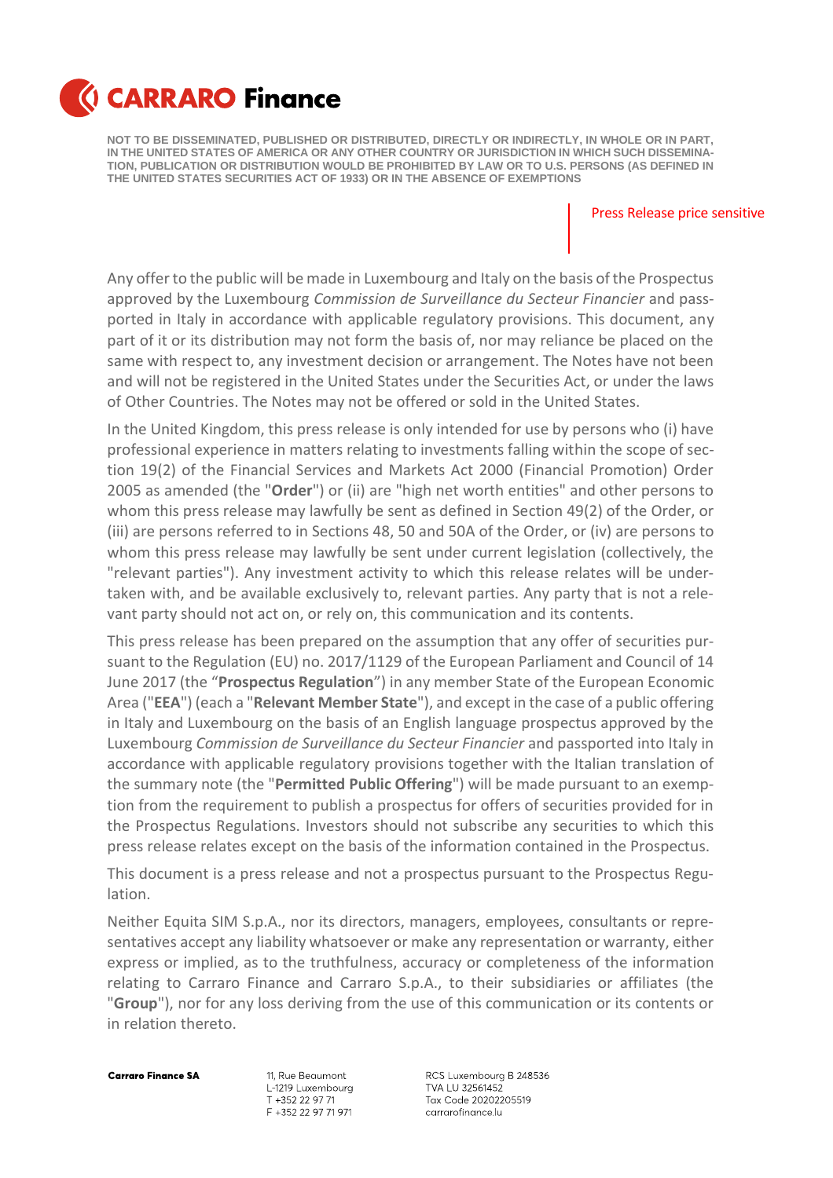NOT TO BE DISSEMINATED, PUBLISHED OR DISTRIBUTED, DIRECTLY OR INDIRECTLY, IN WHOLE OR IN PART, IN THE UNITED STATES OF AMERICA OR ANY OTHER COUNTRY OR JURISDICTION IN WHICH SUCH DISSEMINATION, PUBLICATION OR DISTRIBUTION WOULD BE PROHIBITED BY LAW OR TO U.S. PERSONS (AS DEFINED IN THE UNITED STATES SECURITIES ACT OF 1933) OR IN THE ABSENCE OF EXEMPTIONS

Press Release price sensitive

Any offer to the public will be made in Luxembourg and Italy on the basis of the Prospectus approved by the Luxembourg *Commission de Surveillance du Secteur Financier* and passported in Italy in accordance with applicable regulatory provisions. This document, any part of it or its distribution may not form the basis of, nor may reliance be placed on the same with respect to, any investment decision or arrangement. The Notes have not been and will not be registered in the United States under the Securities Act, or under the laws of Other Countries. The Notes may not be offered or sold in the United States.

In the United Kingdom, this press release is only intended for use by persons who (i) have professional experience in matters relating to investments falling within the scope of section 19(2) of the Financial Services and Markets Act 2000 (Financial Promotion) Order 2005 as amended (the "**Order**") or (ii) are "high net worth entities" and other persons to whom this press release may lawfully be sent as defined in Section 49(2) of the Order, or (iii) are persons referred to in Sections 48, 50 and 50A of the Order, or (iv) are persons to whom this press release may lawfully be sent under current legislation (collectively, the "relevant parties"). Any investment activity to which this release relates will be undertaken with, and be available exclusively to, relevant parties. Any party that is not a relevant party should not act on, or rely on, this communication and its contents.

This press release has been prepared on the assumption that any offer of securities pursuant to the Regulation (EU) no. 2017/1129 of the European Parliament and Council of 14 June 2017 (the "**Prospectus Regulation**") in any member State of the European Economic Area ("**EEA**") (each a "**Relevant Member State**"), and except in the case of a public offering in Italy and Luxembourg on the basis of an English language prospectus approved by the Luxembourg *Commission de Surveillance du Secteur Financier* and passported into Italy in accordance with applicable regulatory provisions together with the Italian translation of the summary note (the "**Permitted Public Offering**") will be made pursuant to an exemption from the requirement to publish a prospectus for offers of securities provided for in the Prospectus Regulations. Investors should not subscribe any securities to which this press release relates except on the basis of the information contained in the Prospectus.

This document is a press release and not a prospectus pursuant to the Prospectus Regulation.

Neither Equita SIM S.p.A., nor its directors, managers, employees, consultants or representatives accept any liability whatsoever or make any representation or warranty, either express or implied, as to the truthfulness, accuracy or completeness of the information relating to Carraro Finance and Carraro S.p.A., to their subsidiaries or affiliates (the "**Group**"), nor for any loss deriving from the use of this communication or its contents or in relation thereto.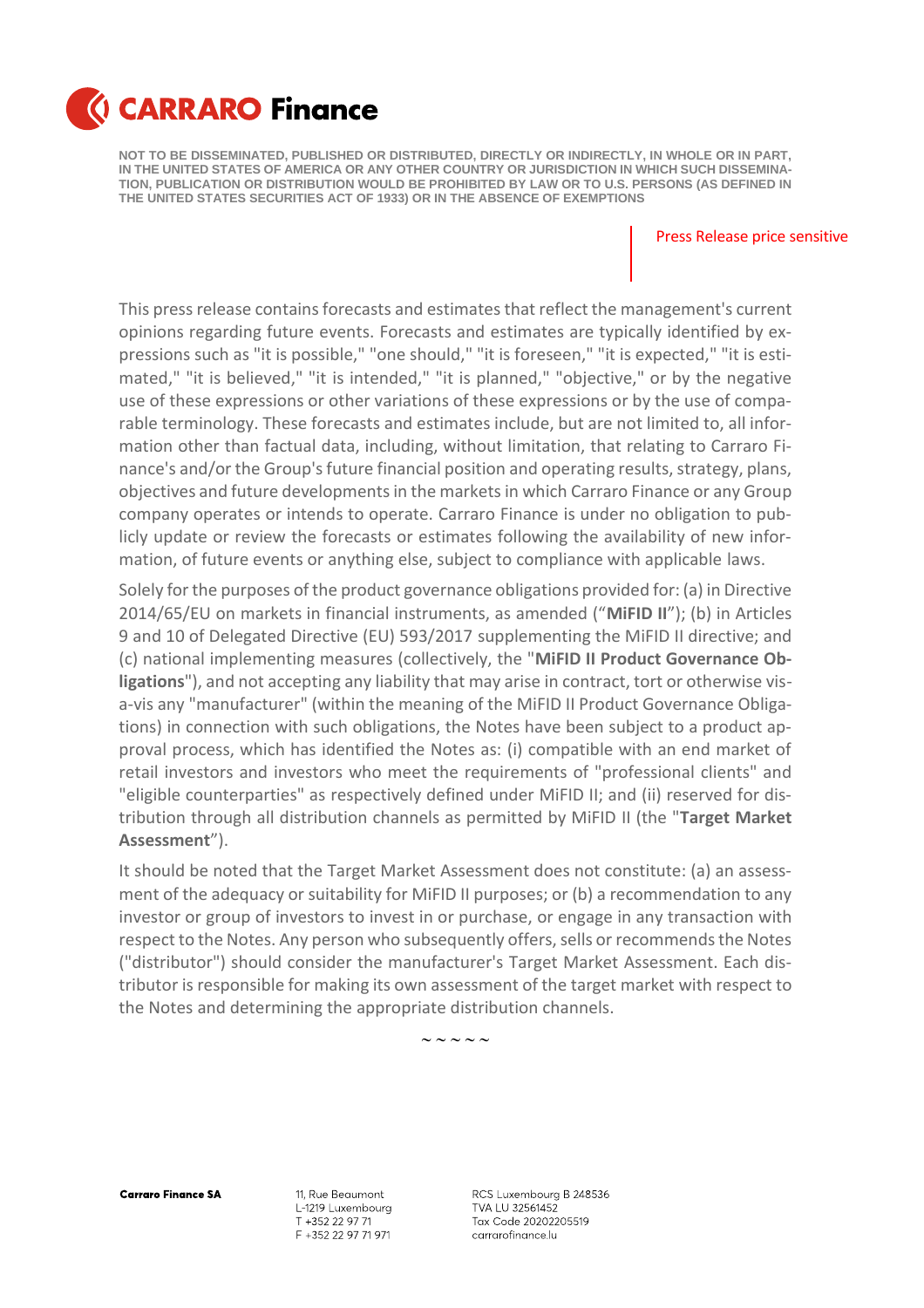NOT TO BE DISSEMINATED, PUBLISHED OR DISTRIBUTED, DIRECTLY OR INDIRECTLY, IN WHOLE OR IN PART, IN THE UNITED STATES OF AMERICA OR ANY OTHER COUNTRY OR JURISDICTION IN WHICH SUCH DISSEMINATION, PUBLICATION OR DISTRIBUTION WOULD BE PROHIBITED BY LAW OR TO U.S. PERSONS (AS DEFINED IN THE UNITED STATES SECURITIES ACT OF 1933) OR IN THE ABSENCE OF EXEMPTIONS

Press Release price sensitive

This press release contains forecasts and estimates that reflect the management's current opinions regarding future events. Forecasts and estimates are typically identified by expressions such as "it is possible," "one should," "it is foreseen," "it is expected," "it is estimated," "it is believed," "it is intended," "it is planned," "objective," or by the negative use of these expressions or other variations of these expressions or by the use of comparable terminology. These forecasts and estimates include, but are not limited to, all information other than factual data, including, without limitation, that relating to Carraro Finance's and/or the Group's future financial position and operating results, strategy, plans, objectives and future developments in the markets in which Carraro Finance or any Group company operates or intends to operate. Carraro Finance is under no obligation to publicly update or review the forecasts or estimates following the availability of new information, of future events or anything else, subject to compliance with applicable laws.

Solely for the purposes of the product governance obligations provided for: (a) in Directive 2014/65/EU on markets in financial instruments, as amended ("**MiFID II**"); (b) in Articles 9 and 10 of Delegated Directive (EU) 593/2017 supplementing the MiFID II directive; and (c) national implementing measures (collectively, the "**MiFID II Product Governance Obligations**"), and not accepting any liability that may arise in contract, tort or otherwise vis-a-vis any "manufacturer" (within the meaning of the MiFID II Product Governance Obligations) in connection with such obligations, the Notes have been subject to a product approval process, which has identified the Notes as: (i) compatible with an end market of retail investors and investors who meet the requirements of "professional clients" and "eligible counterparties" as respectively defined under MiFID II; and (ii) reserved for distribution through all distribution channels as permitted by MiFID II (the "**Target Market Assessment**").

It should be noted that the Target Market Assessment does not constitute: (a) an assessment of the adequacy or suitability for MiFID II purposes; or (b) a recommendation to any investor or group of investors to invest in or purchase, or engage in any transaction with respect to the Notes. Any person who subsequently offers, sells or recommends the Notes ("distributor") should consider the manufacturer's Target Market Assessment. Each distributor is responsible for making its own assessment of the target market with respect to the Notes and determining the appropriate distribution channels.

~ ~ ~ ~ ~